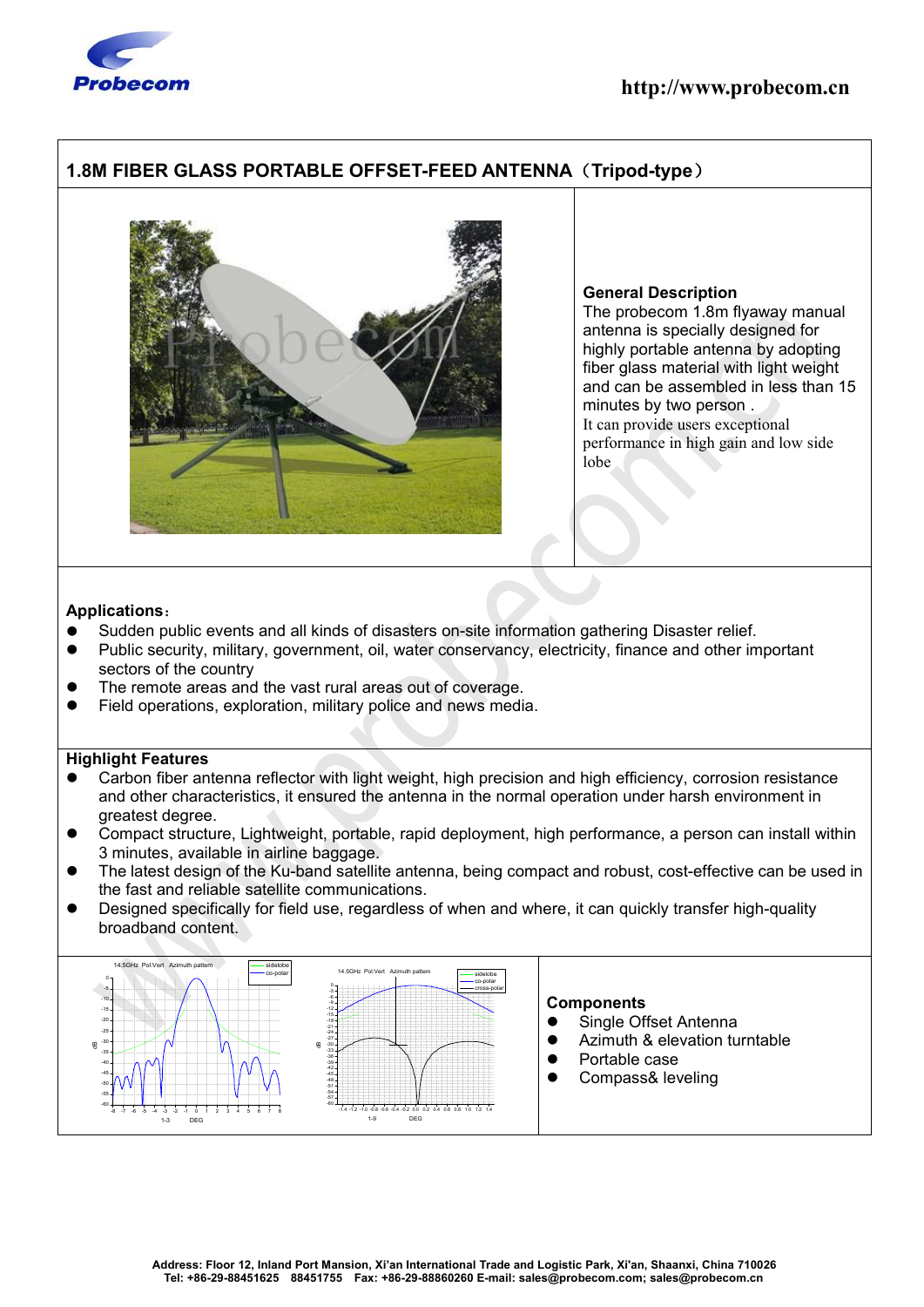# 1.8M FIBER GLASS PORTABLE OFFSET-FEED ANTENNA（Tripod-type）

**General Description**

The probecom 1.8m flyaway manual antenna is specially designed for highly portable antenna by adopting fiber glass material with light weight and can be assembled in less than 15 minutes by two person .

It can provide users exceptional performance in high gain and low side lobe

**Applications**：

- Sudden public events and all kinds of disasters on-site information gathering Disaster relief.
- Public security, military, government, oil, water conservancy, electricity, finance and other important sectors of the country
- The remote areas and the vast rural areas out of coverage.
- Field operations, exploration, military police and news media.

**Highlight Features**

- Carbon fiber antenna reflector with light weight, high precision and high efficiency, corrosion resistance and other characteristics, it ensured the antenna in the normal operation under harsh environment in greatest degree.
- Compact structure, Lightweight, portable, rapid deployment, high performance, a person can install within 3 minutes, available in airline baggage.
- The latest design of the Ku-band satellite antenna, being compact and robust, cost-effective can be used in the fast and reliable satellite communications.
- Designed specifically for field use, regardless of when and where, it can quickly transfer high-quality broadband content.

**Components**

- Single Offset Antenna
- Azimuth & elevation turntable
- Portable case
- Compass& leveling

Address: Floor 12, Inland Port Mansion, Xi'an International Trade and Logistic Park, Xi'an, Shaanxi, China 710026
Tel: +86-29-88451625 88451755 Fax: +86-29-88860260 E-mail: sales@probecom.com; sales@probecom.cn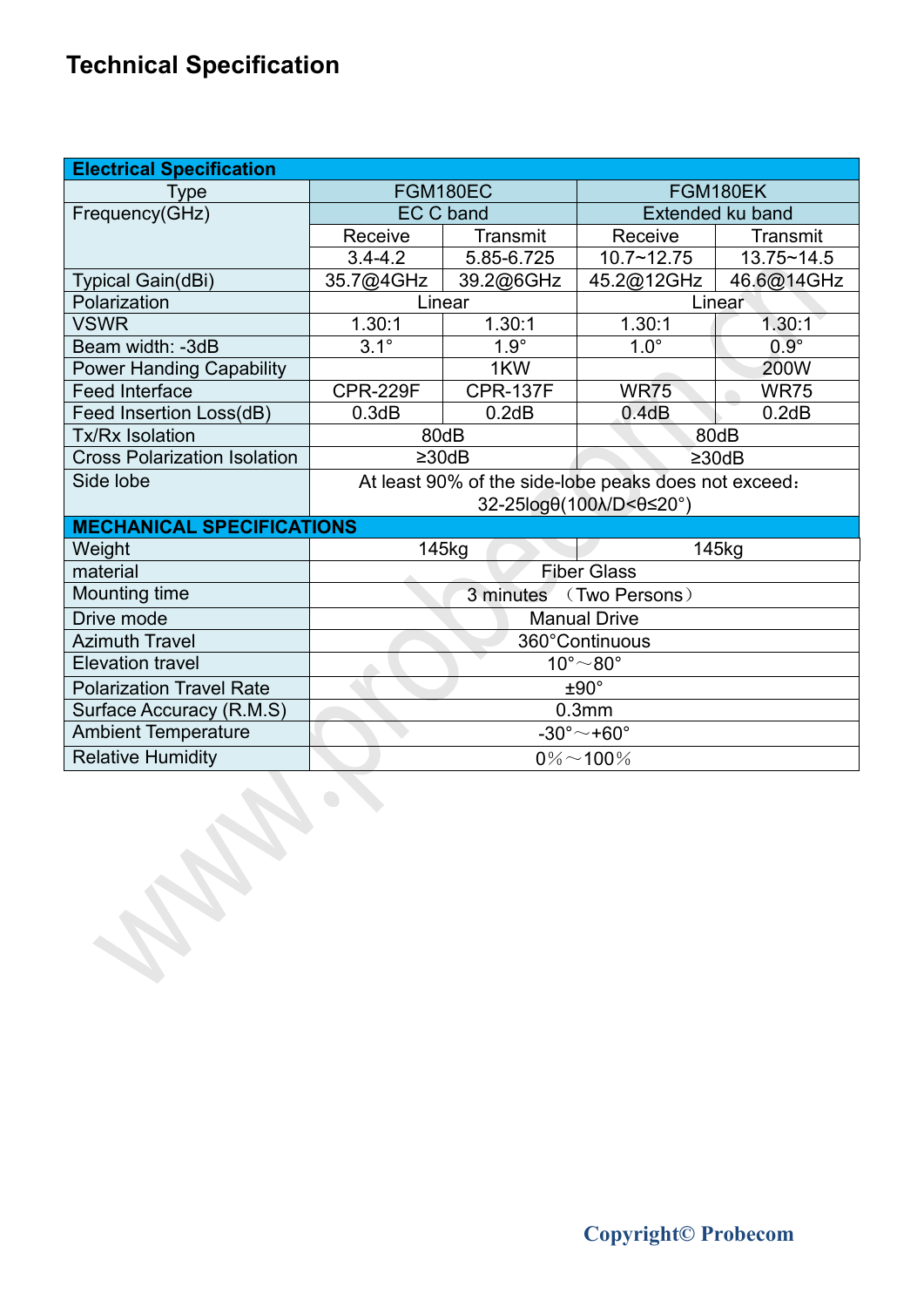# Technical Specification

| Electrical Specification | | | | |
|---|---|---|---|---|
| Type | FGM180EC | | FGM180EK | |
| Frequency(GHz) | EC C band | | Extended ku band | |
| | Receive | Transmit | Receive | Transmit |
| | 3.4-4.2 | 5.85-6.725 | 10.7~12.75 | 13.75~14.5 |
| Typical Gain(dBi) | 35.7@4GHz | 39.2@6GHz | 45.2@12GHz | 46.6@14GHz |
| Polarization | Linear | | Linear | |
| VSWR | 1.30:1 | 1.30:1 | 1.30:1 | 1.30:1 |
| Beam width: -3dB | 3.1° | 1.9° | 1.0° | 0.9° |
| Power Handing Capability | | 1KW | | 200W |
| Feed Interface | CPR-229F | CPR-137F | WR75 | WR75 |
| Feed Insertion Loss(dB) | 0.3dB | 0.2dB | 0.4dB | 0.2dB |
| Tx/Rx Isolation | 80dB | | 80dB | |
| Cross Polarization Isolation | ≥30dB | | ≥30dB | |
| Side lobe | At least 90% of the side-lobe peaks does not exceed：32-25logθ(100λ/D<θ≤20°) | | | |
| **MECHANICAL SPECIFICATIONS** | | | | |
| Weight | 145kg | | 145kg | |
| material | Fiber Glass | | | |
| Mounting time | 3 minutes （Two Persons） | | | |
| Drive mode | Manual Drive | | | |
| Azimuth Travel | 360°Continuous | | | |
| Elevation travel | 10°～80° | | | |
| Polarization Travel Rate | ±90° | | | |
| Surface Accuracy (R.M.S) | 0.3mm | | | |
| Ambient Temperature | -30°～+60° | | | |
| Relative Humidity | 0％～100％ | | | |

Copyright© Probecom